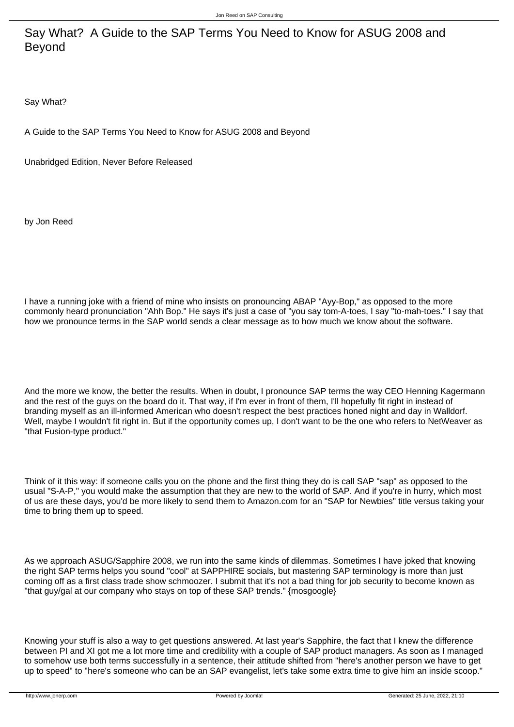# Say What?  A Guide to the SAP Terms You Need to Know for ASUG 2008 and Beyond

Say What?

A Guide to the SAP Terms You Need to Know for ASUG 2008 and Beyond

Unabridged Edition, Never Before Released

by Jon Reed

I have a running joke with a friend of mine who insists on pronouncing ABAP "Ayy-Bop," as opposed to the more commonly heard pronunciation "Ahh Bop." He says it's just a case of "you say tom-A-toes, I say "to-mah-toes." I say that how we pronounce terms in the SAP world sends a clear message as to how much we know about the software.

And the more we know, the better the results. When in doubt, I pronounce SAP terms the way CEO Henning Kagermann and the rest of the guys on the board do it. That way, if I'm ever in front of them, I'll hopefully fit right in instead of branding myself as an ill-informed American who doesn't respect the best practices honed night and day in Walldorf. Well, maybe I wouldn't fit right in. But if the opportunity comes up, I don't want to be the one who refers to NetWeaver as "that Fusion-type product."

Think of it this way: if someone calls you on the phone and the first thing they do is call SAP "sap" as opposed to the usual "S-A-P," you would make the assumption that they are new to the world of SAP. And if you're in hurry, which most of us are these days, you'd be more likely to send them to Amazon.com for an "SAP for Newbies" title versus taking your time to bring them up to speed.

As we approach ASUG/Sapphire 2008, we run into the same kinds of dilemmas. Sometimes I have joked that knowing the right SAP terms helps you sound "cool" at SAPPHIRE socials, but mastering SAP terminology is more than just coming off as a first class trade show schmoozer. I submit that it's not a bad thing for job security to become known as "that guy/gal at our company who stays on top of these SAP trends." {mosgoogle}

Knowing your stuff is also a way to get questions answered. At last year's Sapphire, the fact that I knew the difference between PI and XI got me a lot more time and credibility with a couple of SAP product managers. As soon as I managed to somehow use both terms successfully in a sentence, their attitude shifted from "here's another person we have to get up to speed" to "here's someone who can be an SAP evangelist, let's take some extra time to give him an inside scoop."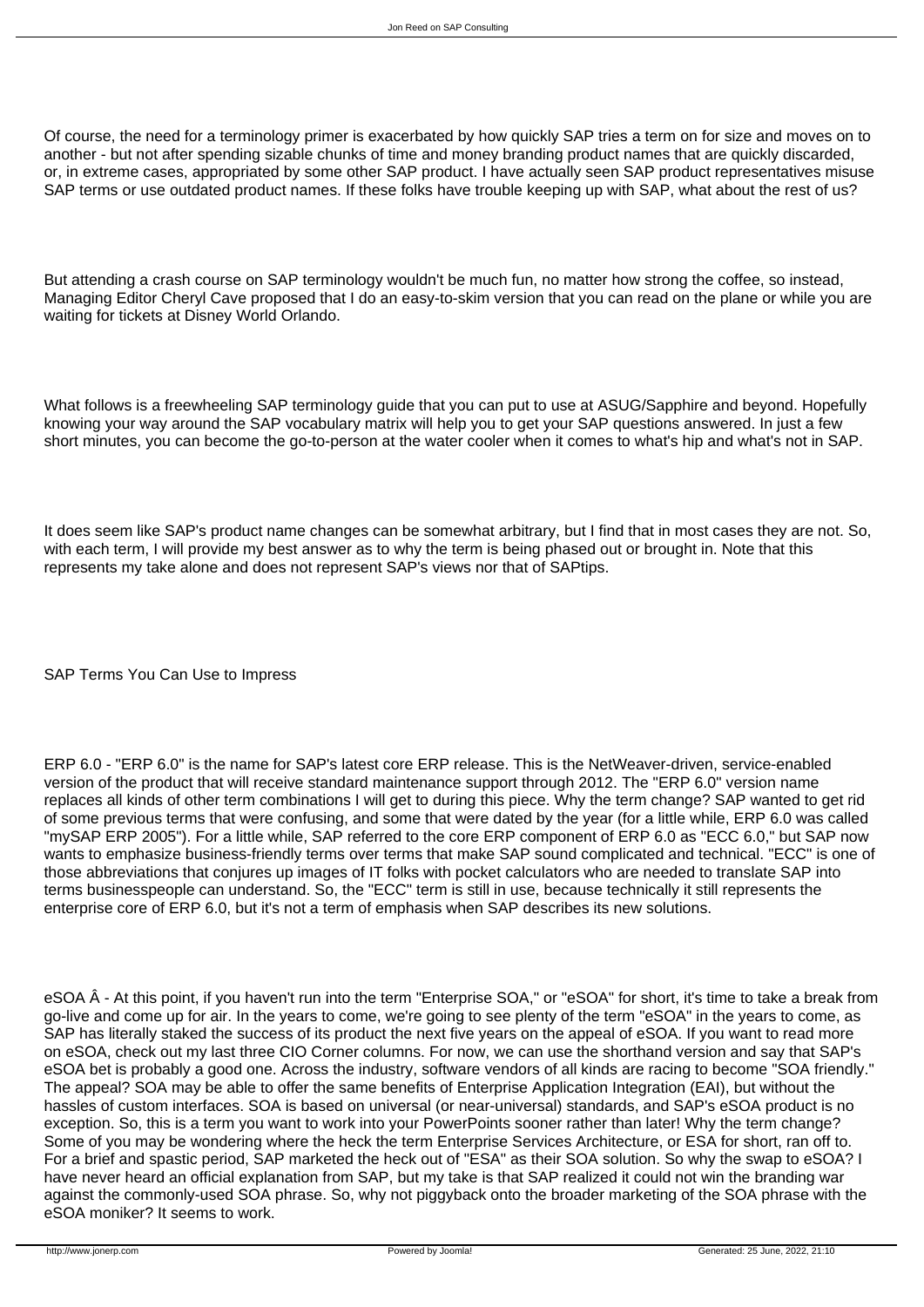Of course, the need for a terminology primer is exacerbated by how quickly SAP tries a term on for size and moves on to another - but not after spending sizable chunks of time and money branding product names that are quickly discarded, or, in extreme cases, appropriated by some other SAP product. I have actually seen SAP product representatives misuse SAP terms or use outdated product names. If these folks have trouble keeping up with SAP, what about the rest of us?

But attending a crash course on SAP terminology wouldn't be much fun, no matter how strong the coffee, so instead, Managing Editor Cheryl Cave proposed that I do an easy-to-skim version that you can read on the plane or while you are waiting for tickets at Disney World Orlando.

What follows is a freewheeling SAP terminology guide that you can put to use at ASUG/Sapphire and beyond. Hopefully knowing your way around the SAP vocabulary matrix will help you to get your SAP questions answered. In just a few short minutes, you can become the go-to-person at the water cooler when it comes to what's hip and what's not in SAP.

It does seem like SAP's product name changes can be somewhat arbitrary, but I find that in most cases they are not. So, with each term, I will provide my best answer as to why the term is being phased out or brought in. Note that this represents my take alone and does not represent SAP's views nor that of SAPtips.

## SAP Terms You Can Use to Impress

ERP 6.0 - "ERP 6.0" is the name for SAP's latest core ERP release. This is the NetWeaver-driven, service-enabled version of the product that will receive standard maintenance support through 2012. The "ERP 6.0" version name replaces all kinds of other term combinations I will get to during this piece. Why the term change? SAP wanted to get rid of some previous terms that were confusing, and some that were dated by the year (for a little while, ERP 6.0 was called "mySAP ERP 2005"). For a little while, SAP referred to the core ERP component of ERP 6.0 as "ECC 6.0," but SAP now wants to emphasize business-friendly terms over terms that make SAP sound complicated and technical. "ECC" is one of those abbreviations that conjures up images of IT folks with pocket calculators who are needed to translate SAP into terms businesspeople can understand. So, the "ECC" term is still in use, because technically it still represents the enterprise core of ERP 6.0, but it's not a term of emphasis when SAP describes its new solutions.

eSOA Â - At this point, if you haven't run into the term "Enterprise SOA," or "eSOA" for short, it's time to take a break from go-live and come up for air. In the years to come, we're going to see plenty of the term "eSOA" in the years to come, as SAP has literally staked the success of its product the next five years on the appeal of eSOA. If you want to read more on eSOA, check out my last three CIO Corner columns. For now, we can use the shorthand version and say that SAP's eSOA bet is probably a good one. Across the industry, software vendors of all kinds are racing to become "SOA friendly." The appeal? SOA may be able to offer the same benefits of Enterprise Application Integration (EAI), but without the hassles of custom interfaces. SOA is based on universal (or near-universal) standards, and SAP's eSOA product is no exception. So, this is a term you want to work into your PowerPoints sooner rather than later! Why the term change? Some of you may be wondering where the heck the term Enterprise Services Architecture, or ESA for short, ran off to. For a brief and spastic period, SAP marketed the heck out of "ESA" as their SOA solution. So why the swap to eSOA? I have never heard an official explanation from SAP, but my take is that SAP realized it could not win the branding war against the commonly-used SOA phrase. So, why not piggyback onto the broader marketing of the SOA phrase with the eSOA moniker? It seems to work.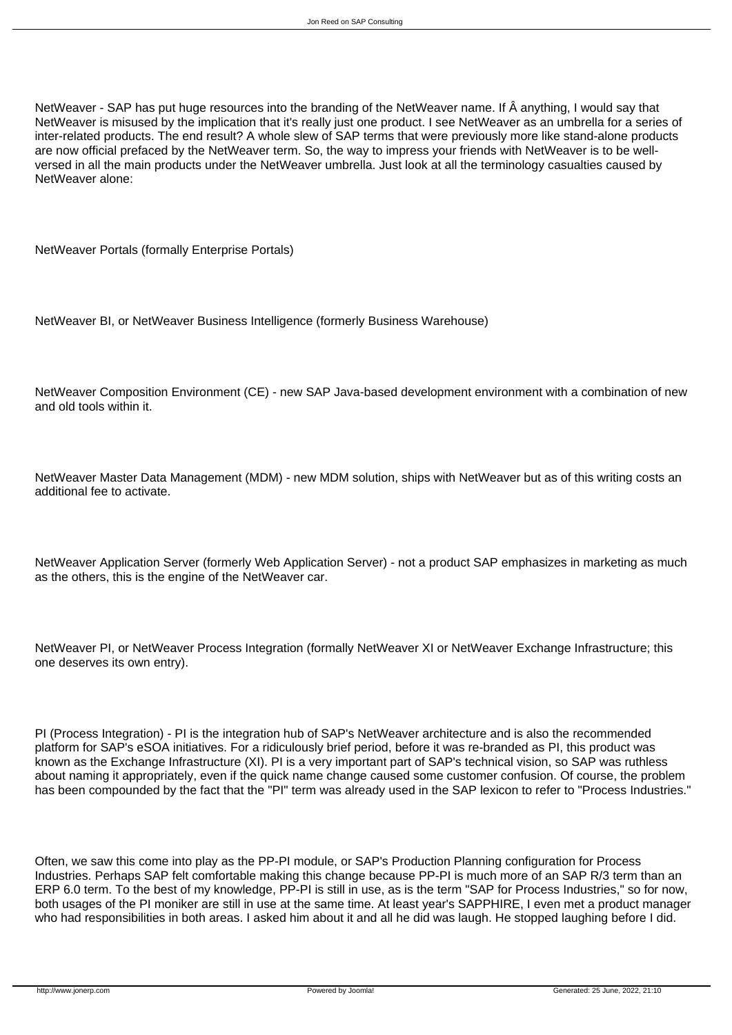NetWeaver - SAP has put huge resources into the branding of the NetWeaver name. If Â anything, I would say that NetWeaver is misused by the implication that it's really just one product. I see NetWeaver as an umbrella for a series of inter-related products. The end result? A whole slew of SAP terms that were previously more like stand-alone products are now official prefaced by the NetWeaver term. So, the way to impress your friends with NetWeaver is to be well-versed in all the main products under the NetWeaver umbrella. Just look at all the terminology casualties caused by NetWeaver alone:

NetWeaver Portals (formally Enterprise Portals)

NetWeaver BI, or NetWeaver Business Intelligence (formerly Business Warehouse)

NetWeaver Composition Environment (CE) - new SAP Java-based development environment with a combination of new and old tools within it.

NetWeaver Master Data Management (MDM) - new MDM solution, ships with NetWeaver but as of this writing costs an additional fee to activate.

NetWeaver Application Server (formerly Web Application Server) - not a product SAP emphasizes in marketing as much as the others, this is the engine of the NetWeaver car.

NetWeaver PI, or NetWeaver Process Integration (formally NetWeaver XI or NetWeaver Exchange Infrastructure; this one deserves its own entry).

PI (Process Integration) - PI is the integration hub of SAP's NetWeaver architecture and is also the recommended platform for SAP's eSOA initiatives. For a ridiculously brief period, before it was re-branded as PI, this product was known as the Exchange Infrastructure (XI). PI is a very important part of SAP's technical vision, so SAP was ruthless about naming it appropriately, even if the quick name change caused some customer confusion. Of course, the problem has been compounded by the fact that the "PI" term was already used in the SAP lexicon to refer to "Process Industries."

Often, we saw this come into play as the PP-PI module, or SAP's Production Planning configuration for Process Industries. Perhaps SAP felt comfortable making this change because PP-PI is much more of an SAP R/3 term than an ERP 6.0 term. To the best of my knowledge, PP-PI is still in use, as is the term "SAP for Process Industries," so for now, both usages of the PI moniker are still in use at the same time. At least year's SAPPHIRE, I even met a product manager who had responsibilities in both areas. I asked him about it and all he did was laugh. He stopped laughing before I did.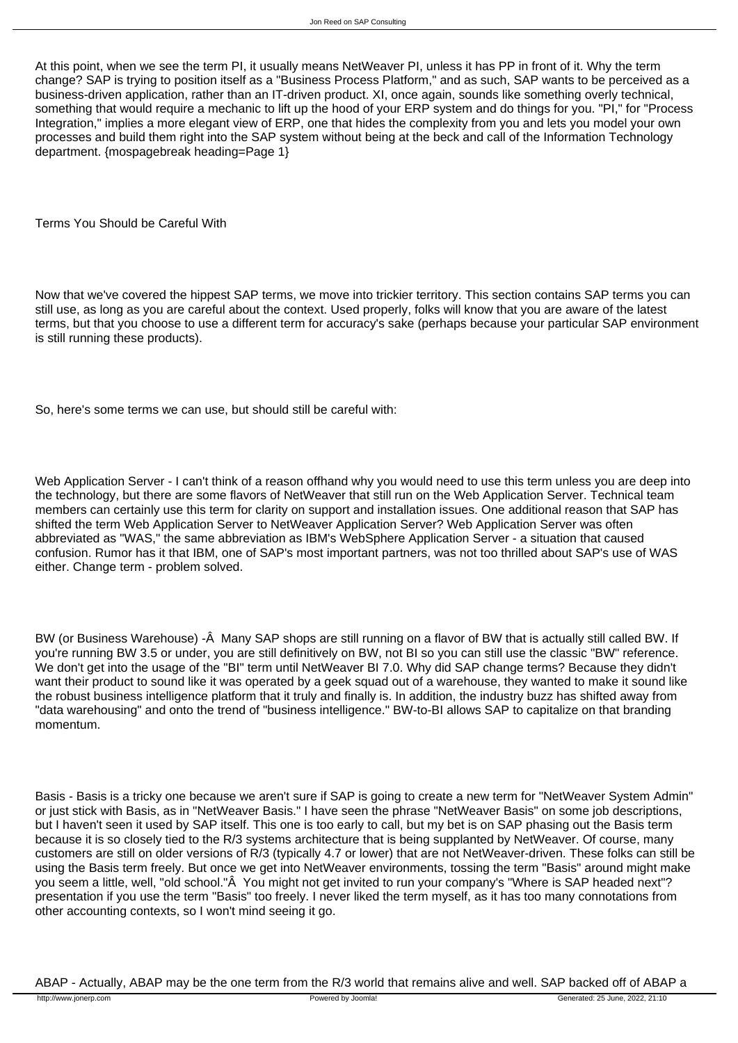At this point, when we see the term PI, it usually means NetWeaver PI, unless it has PP in front of it. Why the term change? SAP is trying to position itself as a "Business Process Platform," and as such, SAP wants to be perceived as a business-driven application, rather than an IT-driven product. XI, once again, sounds like something overly technical, something that would require a mechanic to lift up the hood of your ERP system and do things for you. "PI," for "Process Integration," implies a more elegant view of ERP, one that hides the complexity from you and lets you model your own processes and build them right into the SAP system without being at the beck and call of the Information Technology department. {mospagebreak heading=Page 1}

## Terms You Should be Careful With

Now that we've covered the hippest SAP terms, we move into trickier territory. This section contains SAP terms you can still use, as long as you are careful about the context. Used properly, folks will know that you are aware of the latest terms, but that you choose to use a different term for accuracy's sake (perhaps because your particular SAP environment is still running these products).

So, here's some terms we can use, but should still be careful with:

Web Application Server - I can't think of a reason offhand why you would need to use this term unless you are deep into the technology, but there are some flavors of NetWeaver that still run on the Web Application Server. Technical team members can certainly use this term for clarity on support and installation issues. One additional reason that SAP has shifted the term Web Application Server to NetWeaver Application Server? Web Application Server was often abbreviated as "WAS," the same abbreviation as IBM's WebSphere Application Server - a situation that caused confusion. Rumor has it that IBM, one of SAP's most important partners, was not too thrilled about SAP's use of WAS either. Change term - problem solved.

BW (or Business Warehouse) -Â  Many SAP shops are still running on a flavor of BW that is actually still called BW. If you're running BW 3.5 or under, you are still definitively on BW, not BI so you can still use the classic "BW" reference. We don't get into the usage of the "BI" term until NetWeaver BI 7.0. Why did SAP change terms? Because they didn't want their product to sound like it was operated by a geek squad out of a warehouse, they wanted to make it sound like the robust business intelligence platform that it truly and finally is. In addition, the industry buzz has shifted away from "data warehousing" and onto the trend of "business intelligence." BW-to-BI allows SAP to capitalize on that branding momentum.

Basis - Basis is a tricky one because we aren't sure if SAP is going to create a new term for "NetWeaver System Admin" or just stick with Basis, as in "NetWeaver Basis." I have seen the phrase "NetWeaver Basis" on some job descriptions, but I haven't seen it used by SAP itself. This one is too early to call, but my bet is on SAP phasing out the Basis term because it is so closely tied to the R/3 systems architecture that is being supplanted by NetWeaver. Of course, many customers are still on older versions of R/3 (typically 4.7 or lower) that are not NetWeaver-driven. These folks can still be using the Basis term freely. But once we get into NetWeaver environments, tossing the term "Basis" around might make you seem a little, well, "old school."Â  You might not get invited to run your company's "Where is SAP headed next"? presentation if you use the term "Basis" too freely. I never liked the term myself, as it has too many connotations from other accounting contexts, so I won't mind seeing it go.

ABAP - Actually, ABAP may be the one term from the R/3 world that remains alive and well. SAP backed off of ABAP a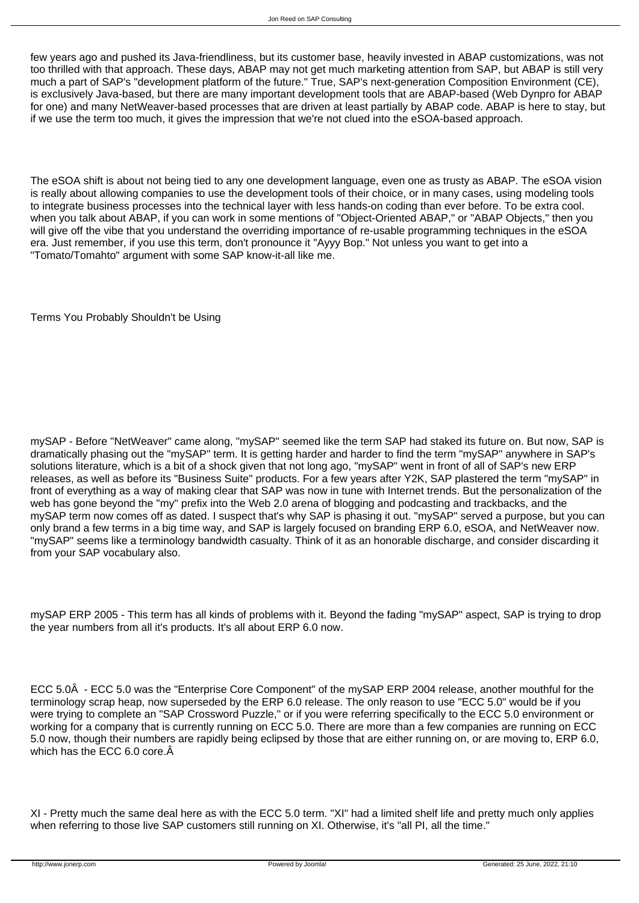few years ago and pushed its Java-friendliness, but its customer base, heavily invested in ABAP customizations, was not too thrilled with that approach. These days, ABAP may not get much marketing attention from SAP, but ABAP is still very much a part of SAP's "development platform of the future." True, SAP's next-generation Composition Environment (CE), is exclusively Java-based, but there are many important development tools that are ABAP-based (Web Dynpro for ABAP for one) and many NetWeaver-based processes that are driven at least partially by ABAP code. ABAP is here to stay, but if we use the term too much, it gives the impression that we're not clued into the eSOA-based approach.

The eSOA shift is about not being tied to any one development language, even one as trusty as ABAP. The eSOA vision is really about allowing companies to use the development tools of their choice, or in many cases, using modeling tools to integrate business processes into the technical layer with less hands-on coding than ever before. To be extra cool. when you talk about ABAP, if you can work in some mentions of "Object-Oriented ABAP," or "ABAP Objects," then you will give off the vibe that you understand the overriding importance of re-usable programming techniques in the eSOA era. Just remember, if you use this term, don't pronounce it "Ayyy Bop." Not unless you want to get into a "Tomato/Tomahto" argument with some SAP know-it-all like me.

## Terms You Probably Shouldn't be Using

mySAP - Before "NetWeaver" came along, "mySAP" seemed like the term SAP had staked its future on. But now, SAP is dramatically phasing out the "mySAP" term. It is getting harder and harder to find the term "mySAP" anywhere in SAP's solutions literature, which is a bit of a shock given that not long ago, "mySAP" went in front of all of SAP's new ERP releases, as well as before its "Business Suite" products. For a few years after Y2K, SAP plastered the term "mySAP" in front of everything as a way of making clear that SAP was now in tune with Internet trends. But the personalization of the web has gone beyond the "my" prefix into the Web 2.0 arena of blogging and podcasting and trackbacks, and the mySAP term now comes off as dated. I suspect that's why SAP is phasing it out. "mySAP" served a purpose, but you can only brand a few terms in a big time way, and SAP is largely focused on branding ERP 6.0, eSOA, and NetWeaver now. "mySAP" seems like a terminology bandwidth casualty. Think of it as an honorable discharge, and consider discarding it from your SAP vocabulary also.

mySAP ERP 2005 - This term has all kinds of problems with it. Beyond the fading "mySAP" aspect, SAP is trying to drop the year numbers from all it's products. It's all about ERP 6.0 now.

ECC 5.0Â - ECC 5.0 was the "Enterprise Core Component" of the mySAP ERP 2004 release, another mouthful for the terminology scrap heap, now superseded by the ERP 6.0 release. The only reason to use "ECC 5.0" would be if you were trying to complete an "SAP Crossword Puzzle," or if you were referring specifically to the ECC 5.0 environment or working for a company that is currently running on ECC 5.0. There are more than a few companies are running on ECC 5.0 now, though their numbers are rapidly being eclipsed by those that are either running on, or are moving to, ERP 6.0, which has the ECC 6.0 core.Â

XI - Pretty much the same deal here as with the ECC 5.0 term. "XI" had a limited shelf life and pretty much only applies when referring to those live SAP customers still running on XI. Otherwise, it's "all PI, all the time."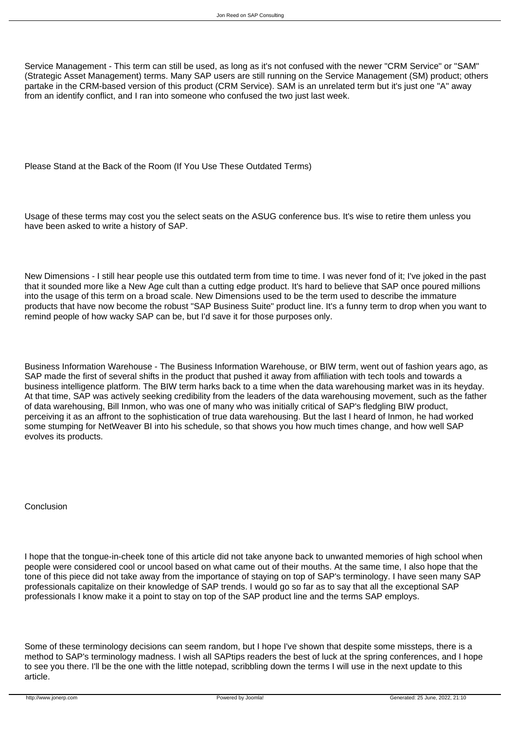Service Management - This term can still be used, as long as it's not confused with the newer "CRM Service" or "SAM" (Strategic Asset Management) terms. Many SAP users are still running on the Service Management (SM) product; others partake in the CRM-based version of this product (CRM Service). SAM is an unrelated term but it's just one "A" away from an identify conflict, and I ran into someone who confused the two just last week.

## Please Stand at the Back of the Room (If You Use These Outdated Terms)

Usage of these terms may cost you the select seats on the ASUG conference bus. It's wise to retire them unless you have been asked to write a history of SAP.

New Dimensions - I still hear people use this outdated term from time to time. I was never fond of it; I've joked in the past that it sounded more like a New Age cult than a cutting edge product. It's hard to believe that SAP once poured millions into the usage of this term on a broad scale. New Dimensions used to be the term used to describe the immature products that have now become the robust "SAP Business Suite" product line. It's a funny term to drop when you want to remind people of how wacky SAP can be, but I'd save it for those purposes only.

Business Information Warehouse - The Business Information Warehouse, or BIW term, went out of fashion years ago, as SAP made the first of several shifts in the product that pushed it away from affiliation with tech tools and towards a business intelligence platform. The BIW term harks back to a time when the data warehousing market was in its heyday. At that time, SAP was actively seeking credibility from the leaders of the data warehousing movement, such as the father of data warehousing, Bill Inmon, who was one of many who was initially critical of SAP's fledgling BIW product, perceiving it as an affront to the sophistication of true data warehousing. But the last I heard of Inmon, he had worked some stumping for NetWeaver BI into his schedule, so that shows you how much times change, and how well SAP evolves its products.

## Conclusion

I hope that the tongue-in-cheek tone of this article did not take anyone back to unwanted memories of high school when people were considered cool or uncool based on what came out of their mouths. At the same time, I also hope that the tone of this piece did not take away from the importance of staying on top of SAP's terminology. I have seen many SAP professionals capitalize on their knowledge of SAP trends. I would go so far as to say that all the exceptional SAP professionals I know make it a point to stay on top of the SAP product line and the terms SAP employs.

Some of these terminology decisions can seem random, but I hope I've shown that despite some missteps, there is a method to SAP's terminology madness. I wish all SAPtips readers the best of luck at the spring conferences, and I hope to see you there. I'll be the one with the little notepad, scribbling down the terms I will use in the next update to this article.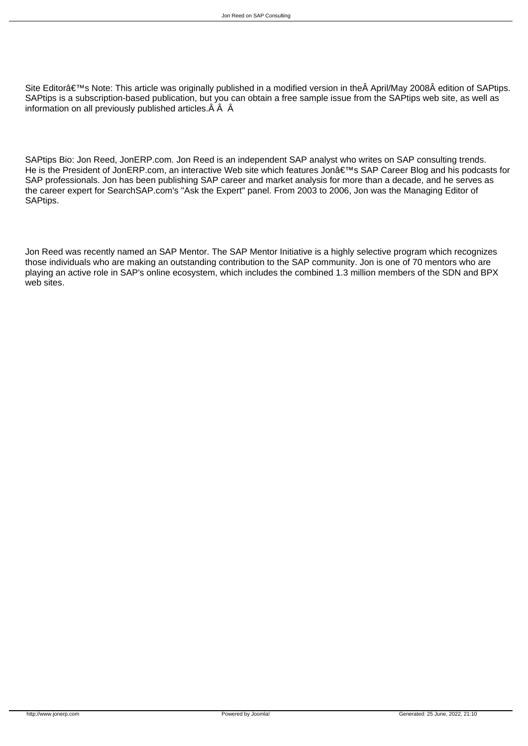Site Editorâ€™s Note: This article was originally published in a modified version in theÂ April/May 2008Â edition of SAPtips. SAPtips is a subscription-based publication, but you can obtain a free sample issue from the SAPtips web site, as well as information on all previously published articles.Â Â Â

SAPtips Bio: Jon Reed, JonERP.com. Jon Reed is an independent SAP analyst who writes on SAP consulting trends. He is the President of JonERP.com, an interactive Web site which features Jonâ€™s SAP Career Blog and his podcasts for SAP professionals. Jon has been publishing SAP career and market analysis for more than a decade, and he serves as the career expert for SearchSAP.com's "Ask the Expert" panel. From 2003 to 2006, Jon was the Managing Editor of SAPtips.

Jon Reed was recently named an SAP Mentor. The SAP Mentor Initiative is a highly selective program which recognizes those individuals who are making an outstanding contribution to the SAP community. Jon is one of 70 mentors who are playing an active role in SAP's online ecosystem, which includes the combined 1.3 million members of the SDN and BPX web sites.